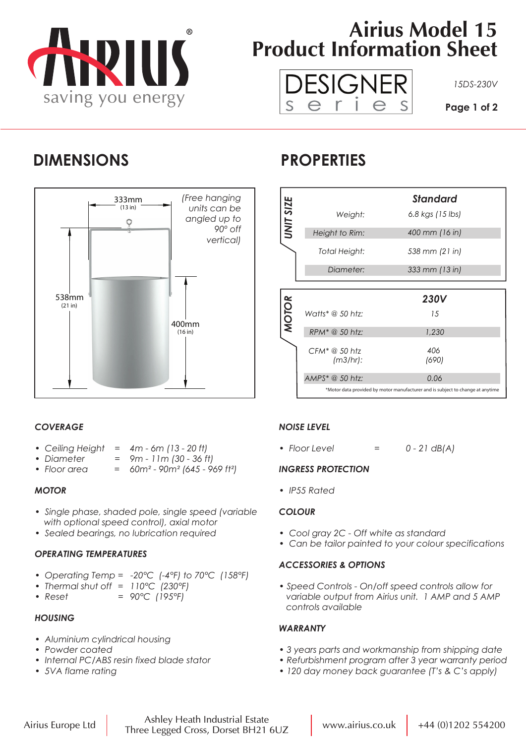# Airius Model 15 Product Information Sheet

DESIGNER series

15DS-230V

## DIMENSIONS

333mm (13 in)

538mm (21 in)

400mm (16 in)

*(Free hanging units can be angled up to 90° off vertical)*

## PROPERTIES

| UNIT SIZE | | Standard |
|---|---|---|
| | Weight: | 6.8 kgs (15 lbs) |
| | Height to Rim: | 400 mm (16 in) |
| | Total Height: | 538 mm (21 in) |
| | Diameter: | 333 mm (13 in) |

| MOTOR | | 230V |
|---|---|---|
| | Watts* @ 50 htz: | 15 |
| | RPM* @ 50 htz: | 1,230 |
| | CFM* @ 50 htz (m3/hr): | 406 (690) |
| | AMPS* @ 50 htz: | 0.06 |

*Motor data provided by motor manufacturer and is subject to change at anytime

### COVERAGE

- Ceiling Height = 4m - 6m (13 - 20 ft)
- Diameter = 9m - 11m (30 - 36 ft)
- Floor area = 60m² - 90m² (645 - 969 ft²)

### MOTOR

- Single phase, shaded pole, single speed (variable with optional speed control), axial motor
- Sealed bearings, no lubrication required

### OPERATING TEMPERATURES

- Operating Temp = -20°C (-4°F) to 70°C (158°F)
- Thermal shut off = 110°C (230°F)
- Reset = 90°C (195°F)

### HOUSING

- Aluminium cylindrical housing
- Powder coated
- Internal PC/ABS resin fixed blade stator
- 5VA flame rating

### NOISE LEVEL

- Floor Level = 0 - 21 dB(A)

### INGRESS PROTECTION

- IP55 Rated

### COLOUR

- Cool gray 2C - Off white as standard
- Can be tailor painted to your colour specifications

### ACCESSORIES & OPTIONS

- Speed Controls - On/off speed controls allow for variable output from Airius unit. 1 AMP and 5 AMP controls available

### WARRANTY

- 3 years parts and workmanship from shipping date
- Refurbishment program after 3 year warranty period
- 120 day money back guarantee (T's & C's apply)

Airius Europe Ltd | Ashley Heath Industrial Estate, Three Legged Cross, Dorset BH21 6UZ | www.airius.co.uk | +44 (0)1202 554200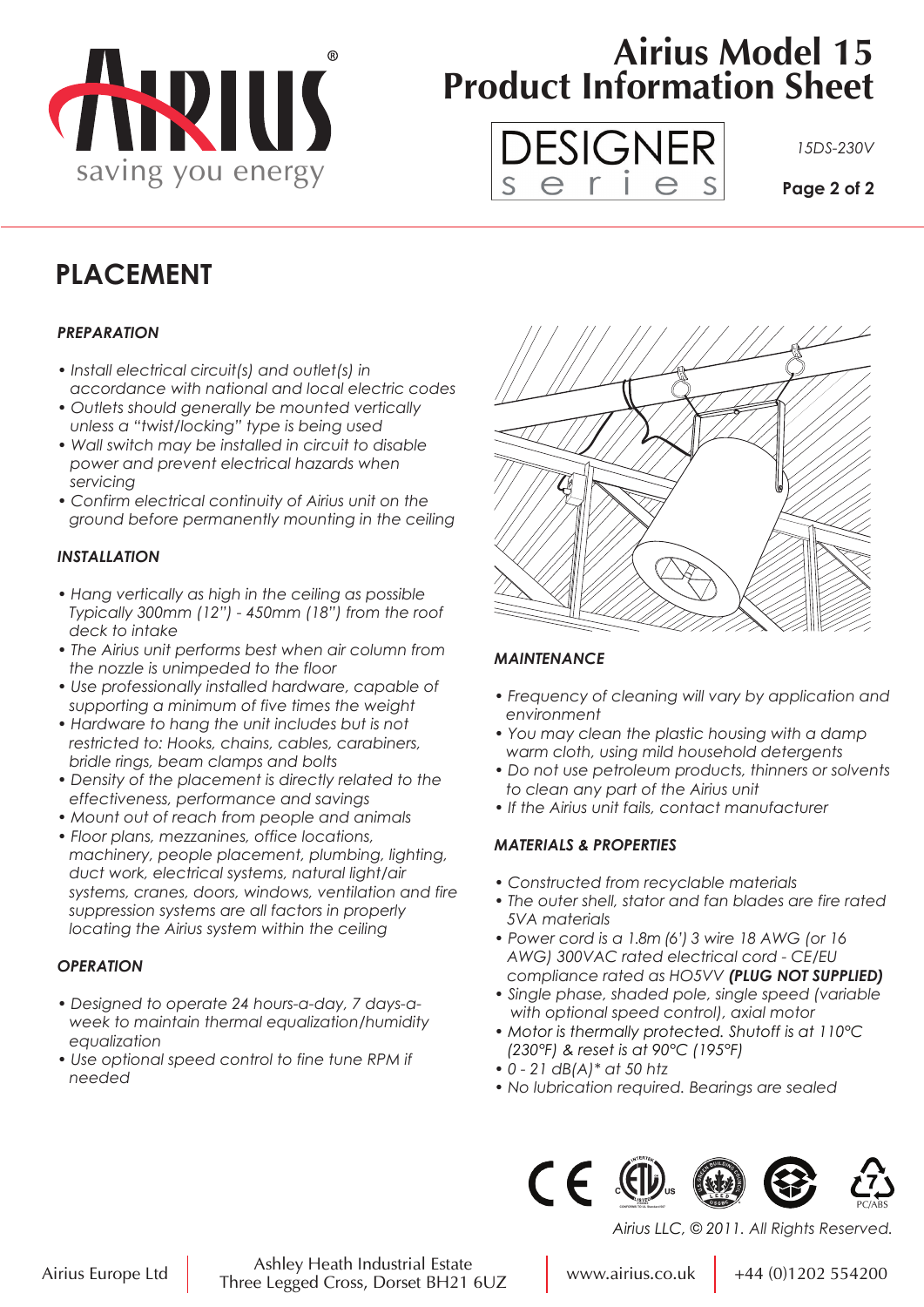# PLACEMENT

### *PREPARATION*

- *Install electrical circuit(s) and outlet(s) in accordance with national and local electric codes*
- *Outlets should generally be mounted vertically unless a "twist/locking" type is being used*
- *Wall switch may be installed in circuit to disable power and prevent electrical hazards when servicing*
- *Confirm electrical continuity of Airius unit on the ground before permanently mounting in the ceiling*

### *INSTALLATION*

- *Hang vertically as high in the ceiling as possible Typically 300mm (12") - 450mm (18") from the roof deck to intake*
- *The Airius unit performs best when air column from the nozzle is unimpeded to the floor*
- *Use professionally installed hardware, capable of supporting a minimum of five times the weight*
- *Hardware to hang the unit includes but is not restricted to: Hooks, chains, cables, carabiners, bridle rings, beam clamps and bolts*
- *Density of the placement is directly related to the effectiveness, performance and savings*
- *Mount out of reach from people and animals*
- *Floor plans, mezzanines, office locations, machinery, people placement, plumbing, lighting, duct work, electrical systems, natural light/air systems, cranes, doors, windows, ventilation and fire suppression systems are all factors in properly locating the Airius system within the ceiling*

### *OPERATION*

- *Designed to operate 24 hours-a-day, 7 days-a-week to maintain thermal equalization/humidity equalization*
- *Use optional speed control to fine tune RPM if needed*

### *MAINTENANCE*

- *Frequency of cleaning will vary by application and environment*
- *You may clean the plastic housing with a damp warm cloth, using mild household detergents*
- *Do not use petroleum products, thinners or solvents to clean any part of the Airius unit*
- *If the Airius unit fails, contact manufacturer*

### *MATERIALS & PROPERTIES*

- *Constructed from recyclable materials*
- *The outer shell, stator and fan blades are fire rated 5VA materials*
- *Power cord is a 1.8m (6') 3 wire 18 AWG (or 16 AWG) 300VAC rated electrical cord - CE/EU compliance rated as HO5VV **(PLUG NOT SUPPLIED)***
- *Single phase, shaded pole, single speed (variable with optional speed control), axial motor*
- *Motor is thermally protected. Shutoff is at 110°C (230°F) & reset is at 90°C (195°F)*
- *0 - 21 dB(A)\* at 50 htz*
- *No lubrication required. Bearings are sealed*

PC/ABS

*Airius LLC, © 2011. All Rights Reserved.*

Airius Europe Ltd | Ashley Heath Industrial Estate, Three Legged Cross, Dorset BH21 6UZ | www.airius.co.uk | +44 (0)1202 554200